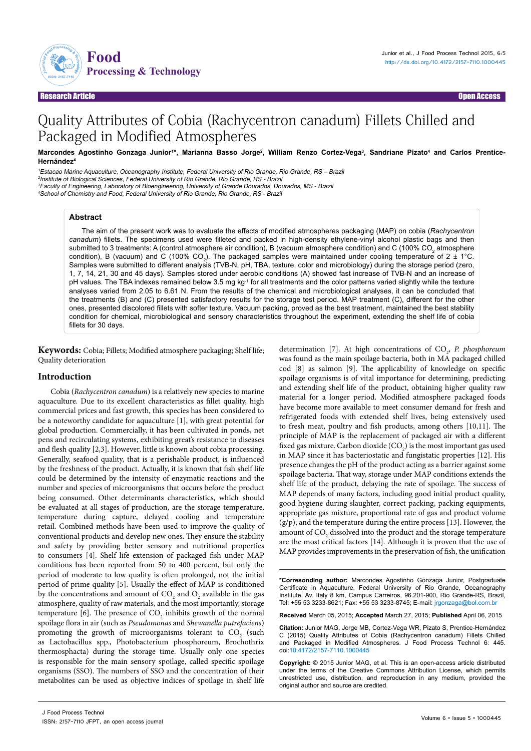Research Article | Open Access

# Quality Attributes of Cobia (Rachycentron canadum) Fillets Chilled and Packaged in Modified Atmospheres

**Marcondes Agostinho Gonzaga Junior[1]*, Marianna Basso Jorge[2], William Renzo Cortez-Vega[3], Sandriane Pizato[4] and Carlos Prentice-Hernández[4]**

[1]*Estacao Marine Aquaculture, Oceanography Institute, Federal University of Rio Grande, Rio Grande, RS – Brazil*
[2]*Institute of Biological Sciences, Federal University of Rio Grande, Rio Grande, RS - Brazil*
[3]*Faculty of Engineering, Laboratory of Bioengineering, University of Grande Dourados, Dourados, MS - Brazil*
[4]*School of Chemistry and Food, Federal University of Rio Grande, Rio Grande, RS - Brazil*

## Abstract

The aim of the present work was to evaluate the effects of modified atmospheres packaging (MAP) on cobia (*Rachycentron canadum*) fillets. The specimens used were filleted and packed in high-density ethylene-vinyl alcohol plastic bags and then submitted to 3 treatments: A (control atmosphere air condition), B (vacuum atmosphere condition) and C (100% $CO_2$ atmosphere condition), B (vacuum) and C (100% $CO_2$). The packaged samples were maintained under cooling temperature of 2 ± 1°C. Samples were submitted to different analysis (TVB-N, pH, TBA, texture, color and microbiology) during the storage period (zero, 1, 7, 14, 21, 30 and 45 days). Samples stored under aerobic conditions (A) showed fast increase of TVB-N and an increase of pH values. The TBA indexes remained below 3.5 mg kg$^{-1}$ for all treatments and the color patterns varied slightly while the texture analyses varied from 2.05 to 6.61 N. From the results of the chemical and microbiological analyses, it can be concluded that the treatments (B) and (C) presented satisfactory results for the storage test period. MAP treatment (C), different for the other ones, presented discolored fillets with softer texture. Vacuum packing, proved as the best treatment, maintained the best stability condition for chemical, microbiological and sensory characteristics throughout the experiment, extending the shelf life of cobia fillets for 30 days.

**Keywords:** Cobia; Fillets; Modified atmosphere packaging; Shelf life; Quality deterioration

## Introduction

Cobia (*Rachycentron canadum*) is a relatively new species to marine aquaculture. Due to its excellent characteristics as fillet quality, high commercial prices and fast growth, this species has been considered to be a noteworthy candidate for aquaculture [1], with great potential for global production. Commercially, it has been cultivated in ponds, net pens and recirculating systems, exhibiting great's resistance to diseases and flesh quality [2,3]. However, little is known about cobia processing. Generally, seafood quality, that is a perishable product, is influenced by the freshness of the product. Actually, it is known that fish shelf life could be determined by the intensity of enzymatic reactions and the number and species of microorganisms that occurs before the product being consumed. Other determinants characteristics, which should be evaluated at all stages of production, are the storage temperature, temperature during capture, delayed cooling and temperature retail. Combined methods have been used to improve the quality of conventional products and develop new ones. They ensure the stability and safety by providing better sensory and nutritional properties to consumers [4]. Shelf life extension of packaged fish under MAP conditions has been reported from 50 to 400 percent, but only the period of moderate to low quality is often prolonged, not the initial period of prime quality [5]. Usually the effect of MAP is conditioned by the concentrations and amount of $CO_2$ and $O_2$ available in the gas atmosphere, quality of raw materials, and the most importantly, storage temperature [6]. The presence of $CO_2$ inhibits growth of the normal spoilage flora in air (such as *Pseudomonas* and *Shewanella putrefaciens*) promoting the growth of microorganisms tolerant to $CO_2$ (such as Lactobacillus spp., Photobacterium phosphoreum, Brochothrix thermosphacta) during the storage time. Usually only one species is responsible for the main sensory spoilage, called specific spoilage organisms (SSO). The numbers of SSO and the concentration of their metabolites can be used as objective indices of spoilage in shelf life determination [7]. At high concentrations of $CO_2$, *P. phosphoreum* was found as the main spoilage bacteria, both in MA packaged chilled cod [8] as salmon [9]. The applicability of knowledge on specific spoilage organisms is of vital importance for determining, predicting and extending shelf life of the product, obtaining higher quality raw material for a longer period. Modified atmosphere packaged foods have become more available to meet consumer demand for fresh and refrigerated foods with extended shelf lives, being extensively used to fresh meat, poultry and fish products, among others [10,11]. The principle of MAP is the replacement of packaged air with a different fixed gas mixture. Carbon dioxide ($CO_2$) is the most important gas used in MAP since it has bacteriostatic and fungistatic properties [12]. His presence changes the pH of the product acting as a barrier against some spoilage bacteria. That way, storage under MAP conditions extends the shelf life of the product, delaying the rate of spoilage. The success of MAP depends of many factors, including good initial product quality, good hygiene during slaughter, correct packing, packing equipments, appropriate gas mixture, proportional rate of gas and product volume (g/p), and the temperature during the entire process [13]. However, the amount of $CO_2$ dissolved into the product and the storage temperature are the most critical factors [14]. Although it is proven that the use of MAP provides improvements in the preservation of fish, the unification

---

***Corresponding author:** Marcondes Agostinho Gonzaga Junior, Postgraduate Certificate in Aquaculture, Federal University of Rio Grande, Oceanography Institute, Av. Italy 8 km, Campus Carreiros, 96.201-900, Rio Grande-RS, Brazil, Tel: +55 53 3233-8621; Fax: +55 53 3233-8745; E-mail: jrgonzaga@bol.com.br

**Received** March 05, 2015; **Accepted** March 27, 2015; **Published** April 06, 2015

**Citation:** Junior MAG, Jorge MB, Cortez-Vega WR, Pizato S, Prentice-Hernández C (2015) Quality Attributes of Cobia (Rachycentron canadum) Fillets Chilled and Packaged in Modified Atmospheres. J Food Process Technol 6: 445. doi:10.4172/2157-7110.1000445

**Copyright:** © 2015 Junior MAG, et al. This is an open-access article distributed under the terms of the Creative Commons Attribution License, which permits unrestricted use, distribution, and reproduction in any medium, provided the original author and source are credited.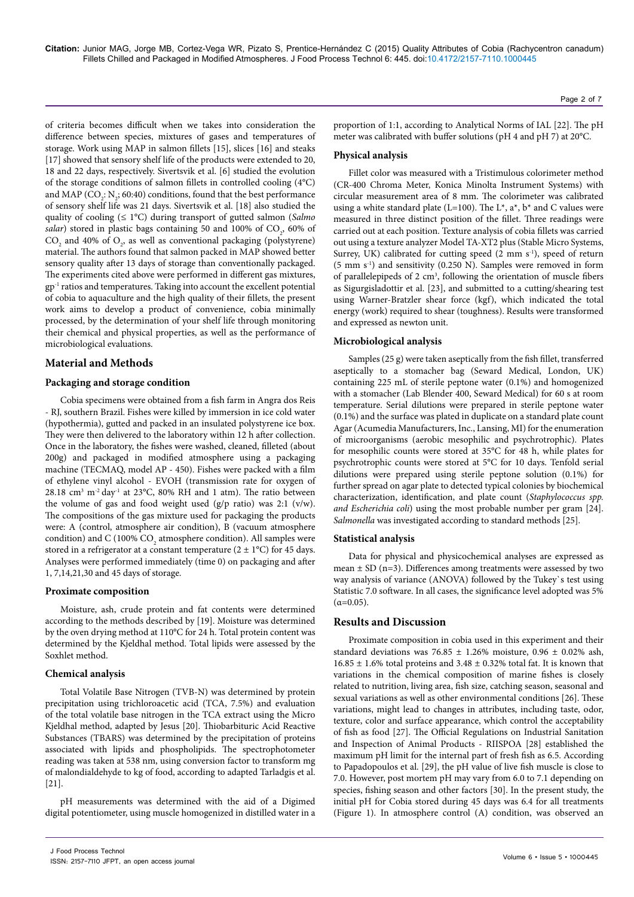of criteria becomes difficult when we takes into consideration the difference between species, mixtures of gases and temperatures of storage. Work using MAP in salmon fillets [15], slices [16] and steaks [17] showed that sensory shelf life of the products were extended to 20, 18 and 22 days, respectively. Sivertsvik et al. [6] studied the evolution of the storage conditions of salmon fillets in controlled cooling (4°C) and MAP ($CO_2$: $N_2$; 60:40) conditions, found that the best performance of sensory shelf life was 21 days. Sivertsvik et al. [18] also studied the quality of cooling (≤ 1°C) during transport of gutted salmon (*Salmo salar*) stored in plastic bags containing 50 and 100% of $CO_2$, 60% of $CO_2$ and 40% of $O_2$, as well as conventional packaging (polystyrene) material. The authors found that salmon packed in MAP showed better sensory quality after 13 days of storage than conventionally packaged. The experiments cited above were performed in different gas mixtures, $gp^{-1}$ ratios and temperatures. Taking into account the excellent potential of cobia to aquaculture and the high quality of their fillets, the present work aims to develop a product of convenience, cobia minimally processed, by the determination of your shelf life through monitoring their chemical and physical properties, as well as the performance of microbiological evaluations.

## Material and Methods

### Packaging and storage condition

Cobia specimens were obtained from a fish farm in Angra dos Reis - RJ, southern Brazil. Fishes were killed by immersion in ice cold water (hypothermia), gutted and packed in an insulated polystyrene ice box. They were then delivered to the laboratory within 12 h after collection. Once in the laboratory, the fishes were washed, cleaned, filleted (about 200g) and packaged in modified atmosphere using a packaging machine (TECMAQ, model AP - 450). Fishes were packed with a film of ethylene vinyl alcohol - EVOH (transmission rate for oxygen of 28.18 $cm^3$ $m^{-2}$ $day^{-1}$ at 23°C, 80% RH and 1 atm). The ratio between the volume of gas and food weight used (g/p ratio) was 2:1 (v/w). The compositions of the gas mixture used for packaging the products were: A (control, atmosphere air condition), B (vacuum atmosphere condition) and C (100% $CO_2$ atmosphere condition). All samples were stored in a refrigerator at a constant temperature (2 ± 1°C) for 45 days. Analyses were performed immediately (time 0) on packaging and after 1, 7,14,21,30 and 45 days of storage.

### Proximate composition

Moisture, ash, crude protein and fat contents were determined according to the methods described by [19]. Moisture was determined by the oven drying method at 110°C for 24 h. Total protein content was determined by the Kjeldhal method. Total lipids were assessed by the Soxhlet method.

### Chemical analysis

Total Volatile Base Nitrogen (TVB-N) was determined by protein precipitation using trichloroacetic acid (TCA, 7.5%) and evaluation of the total volatile base nitrogen in the TCA extract using the Micro Kjeldhal method, adapted by Jesus [20]. Thiobarbituric Acid Reactive Substances (TBARS) was determined by the precipitation of proteins associated with lipids and phospholipids. The spectrophotometer reading was taken at 538 nm, using conversion factor to transform mg of malondialdehyde to kg of food, according to adapted Tarladgis et al. [21].

pH measurements was determined with the aid of a Digimed digital potentiometer, using muscle homogenized in distilled water in a proportion of 1:1, according to Analytical Norms of IAL [22]. The pH meter was calibrated with buffer solutions (pH 4 and pH 7) at 20°C.

### Physical analysis

Fillet color was measured with a Tristimulous colorimeter method (CR-400 Chroma Meter, Konica Minolta Instrument Systems) with circular measurement area of 8 mm. The colorimeter was calibrated using a white standard plate (L=100). The L*, a*, b* and C values were measured in three distinct position of the fillet. Three readings were carried out at each position. Texture analysis of cobia fillets was carried out using a texture analyzer Model TA-XT2 plus (Stable Micro Systems, Surrey, UK) calibrated for cutting speed (2 mm $s^{-1}$), speed of return (5 mm $s^{-1}$) and sensitivity (0.250 N). Samples were removed in form of parallelepipeds of 2 $cm^3$, following the orientation of muscle fibers as Sigurgisladottir et al. [23], and submitted to a cutting/shearing test using Warner-Bratzler shear force (kgf), which indicated the total energy (work) required to shear (toughness). Results were transformed and expressed as newton unit.

### Microbiological analysis

Samples (25 g) were taken aseptically from the fish fillet, transferred aseptically to a stomacher bag (Seward Medical, London, UK) containing 225 mL of sterile peptone water (0.1%) and homogenized with a stomacher (Lab Blender 400, Seward Medical) for 60 s at room temperature. Serial dilutions were prepared in sterile peptone water (0.1%) and the surface was plated in duplicate on a standard plate count Agar (Acumedia Manufacturers, Inc., Lansing, MI) for the enumeration of microorganisms (aerobic mesophilic and psychrotrophic). Plates for mesophilic counts were stored at 35°C for 48 h, while plates for psychrotrophic counts were stored at 5°C for 10 days. Tenfold serial dilutions were prepared using sterile peptone solution (0.1%) for further spread on agar plate to detected typical colonies by biochemical characterization, identification, and plate count (*Staphylococcus spp. and Escherichia coli*) using the most probable number per gram [24]. *Salmonella* was investigated according to standard methods [25].

### Statistical analysis

Data for physical and physicochemical analyses are expressed as mean ± SD (n=3). Differences among treatments were assessed by two way analysis of variance (ANOVA) followed by the Tukey`s test using Statistic 7.0 software. In all cases, the significance level adopted was 5% ($\alpha$=0.05).

## Results and Discussion

Proximate composition in cobia used in this experiment and their standard deviations was 76.85 ± 1.26% moisture, 0.96 ± 0.02% ash, 16.85 ± 1.6% total proteins and 3.48 ± 0.32% total fat. It is known that variations in the chemical composition of marine fishes is closely related to nutrition, living area, fish size, catching season, seasonal and sexual variations as well as other environmental conditions [26]. These variations, might lead to changes in attributes, including taste, odor, texture, color and surface appearance, which control the acceptability of fish as food [27]. The Official Regulations on Industrial Sanitation and Inspection of Animal Products - RIISPOA [28] established the maximum pH limit for the internal part of fresh fish as 6.5. According to Papadopoulos et al. [29], the pH value of live fish muscle is close to 7.0. However, post mortem pH may vary from 6.0 to 7.1 depending on species, fishing season and other factors [30]. In the present study, the initial pH for Cobia stored during 45 days was 6.4 for all treatments (Figure 1). In atmosphere control (A) condition, was observed an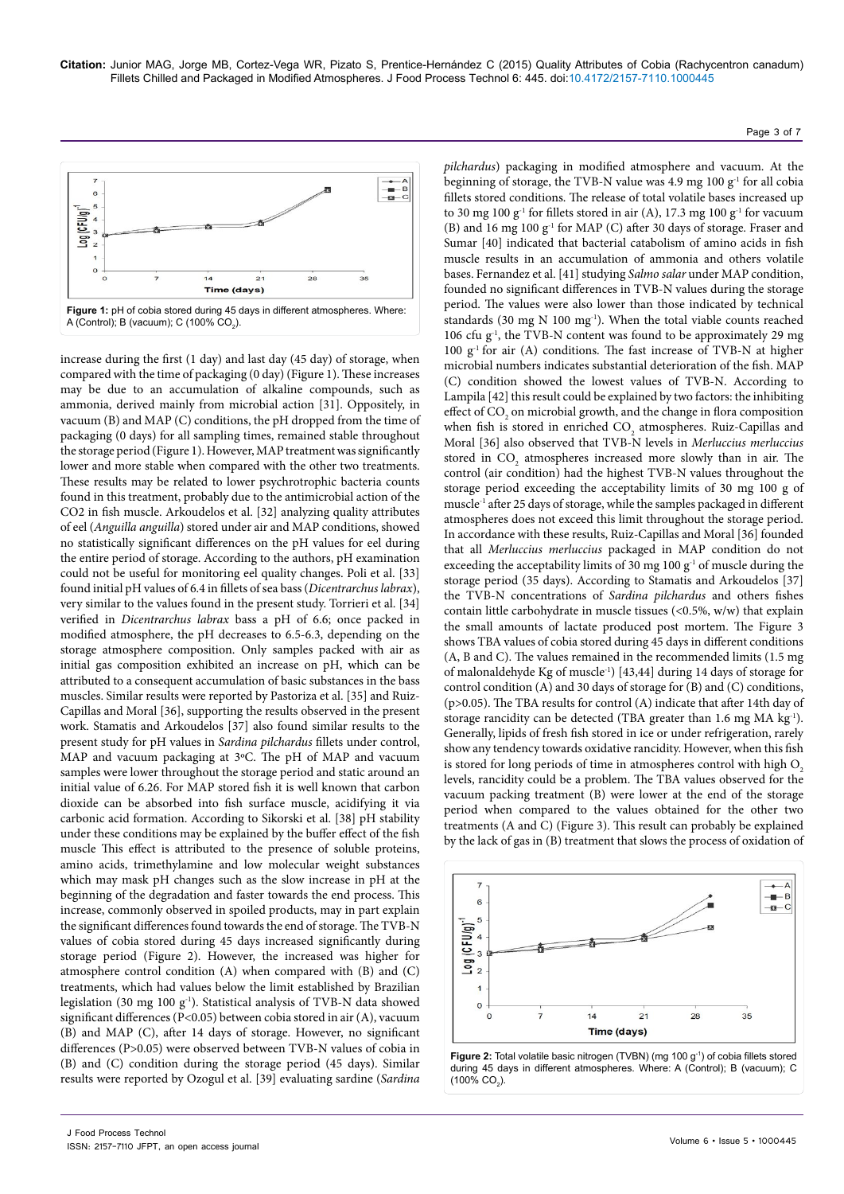7
6
5
4
3
2
1
0
Log (CFU/g)$^{-1}$
0 7 14 21 28 35
Time (days)
A
B
C

**Figure 1:** pH of cobia stored during 45 days in different atmospheres. Where: A (Control); B (vacuum); C (100% $CO_2$).

increase during the first (1 day) and last day (45 day) of storage, when compared with the time of packaging (0 day) (Figure 1). These increases may be due to an accumulation of alkaline compounds, such as ammonia, derived mainly from microbial action [31]. Oppositely, in vacuum (B) and MAP (C) conditions, the pH dropped from the time of packaging (0 days) for all sampling times, remained stable throughout the storage period (Figure 1). However, MAP treatment was significantly lower and more stable when compared with the other two treatments. These results may be related to lower psychrotrophic bacteria counts found in this treatment, probably due to the antimicrobial action of the CO2 in fish muscle. Arkoudelos et al. [32] analyzing quality attributes of eel (*Anguilla anguilla*) stored under air and MAP conditions, showed no statistically significant differences on the pH values for eel during the entire period of storage. According to the authors, pH examination could not be useful for monitoring eel quality changes. Poli et al. [33] found initial pH values of 6.4 in fillets of sea bass (*Dicentrarchus labrax*), very similar to the values found in the present study. Torrieri et al. [34] verified in *Dicentrarchus labrax* bass a pH of 6.6; once packed in modified atmosphere, the pH decreases to 6.5-6.3, depending on the storage atmosphere composition. Only samples packed with air as initial gas composition exhibited an increase on pH, which can be attributed to a consequent accumulation of basic substances in the bass muscles. Similar results were reported by Pastoriza et al. [35] and Ruiz-Capillas and Moral [36], supporting the results observed in the present work. Stamatis and Arkoudelos [37] also found similar results to the present study for pH values in *Sardina pilchardus* fillets under control, MAP and vacuum packaging at 3ºC. The pH of MAP and vacuum samples were lower throughout the storage period and static around an initial value of 6.26. For MAP stored fish it is well known that carbon dioxide can be absorbed into fish surface muscle, acidifying it via carbonic acid formation. According to Sikorski et al. [38] pH stability under these conditions may be explained by the buffer effect of the fish muscle This effect is attributed to the presence of soluble proteins, amino acids, trimethylamine and low molecular weight substances which may mask pH changes such as the slow increase in pH at the beginning of the degradation and faster towards the end process. This increase, commonly observed in spoiled products, may in part explain the significant differences found towards the end of storage. The TVB-N values of cobia stored during 45 days increased significantly during storage period (Figure 2). However, the increased was higher for atmosphere control condition (A) when compared with (B) and (C) treatments, which had values below the limit established by Brazilian legislation (30 mg 100 g$^{-1}$). Statistical analysis of TVB-N data showed significant differences ($P<0.05$) between cobia stored in air (A), vacuum (B) and MAP (C), after 14 days of storage. However, no significant differences ($P>0.05$) were observed between TVB-N values of cobia in (B) and (C) condition during the storage period (45 days). Similar results were reported by Ozogul et al. [39] evaluating sardine (*Sardina pilchardus*) packaging in modified atmosphere and vacuum. At the beginning of storage, the TVB-N value was 4.9 mg 100 g$^{-1}$ for all cobia fillets stored conditions. The release of total volatile bases increased up to 30 mg 100 g$^{-1}$ for fillets stored in air (A), 17.3 mg 100 g$^{-1}$ for vacuum (B) and 16 mg 100 g$^{-1}$ for MAP (C) after 30 days of storage. Fraser and Sumar [40] indicated that bacterial catabolism of amino acids in fish muscle results in an accumulation of ammonia and others volatile bases. Fernandez et al. [41] studying *Salmo salar* under MAP condition, founded no significant differences in TVB-N values during the storage period. The values were also lower than those indicated by technical standards (30 mg N 100 mg$^{-1}$). When the total viable counts reached 106 cfu g$^{-1}$, the TVB-N content was found to be approximately 29 mg 100 g$^{-1}$ for air (A) conditions. The fast increase of TVB-N at higher microbial numbers indicates substantial deterioration of the fish. MAP (C) condition showed the lowest values of TVB-N. According to Lampila [42] this result could be explained by two factors: the inhibiting effect of $CO_2$ on microbial growth, and the change in flora composition when fish is stored in enriched $CO_2$ atmospheres. Ruiz-Capillas and Moral [36] also observed that TVB-N levels in *Merluccius merluccius* stored in $CO_2$ atmospheres increased more slowly than in air. The control (air condition) had the highest TVB-N values throughout the storage period exceeding the acceptability limits of 30 mg 100 g of muscle$^{-1}$ after 25 days of storage, while the samples packaged in different atmospheres does not exceed this limit throughout the storage period. In accordance with these results, Ruiz-Capillas and Moral [36] founded that all *Merluccius merluccius* packaged in MAP condition do not exceeding the acceptability limits of 30 mg 100 g$^{-1}$ of muscle during the storage period (35 days). According to Stamatis and Arkoudelos [37] the TVB-N concentrations of *Sardina pilchardus* and others fishes contain little carbohydrate in muscle tissues (<0.5%, w/w) that explain the small amounts of lactate produced post mortem. The Figure 3 shows TBA values of cobia stored during 45 days in different conditions (A, B and C). The values remained in the recommended limits (1.5 mg of malonaldehyde Kg of muscle$^{-1}$) [43,44] during 14 days of storage for control condition (A) and 30 days of storage for (B) and (C) conditions, ($p>0.05$). The TBA results for control (A) indicate that after 14th day of storage rancidity can be detected (TBA greater than 1.6 mg MA kg$^{-1}$). Generally, lipids of fresh fish stored in ice or under refrigeration, rarely show any tendency towards oxidative rancidity. However, when this fish is stored for long periods of time in atmospheres control with high $O_2$ levels, rancidity could be a problem. The TBA values observed for the vacuum packing treatment (B) were lower at the end of the storage period when compared with the values obtained for the other two treatments (A and C) (Figure 3). This result can probably be explained by the lack of gas in (B) treatment that slows the process of oxidation of

7
6
5
4
3
2
1
0
Log (CFU/g)$^{-1}$
0 7 14 21 28 35
Time (days)
A
B
C

**Figure 2:** Total volatile basic nitrogen (TVBN) (mg 100 g$^{-1}$) of cobia fillets stored during 45 days in different atmospheres. Where: A (Control); B (vacuum); C (100% $CO_2$).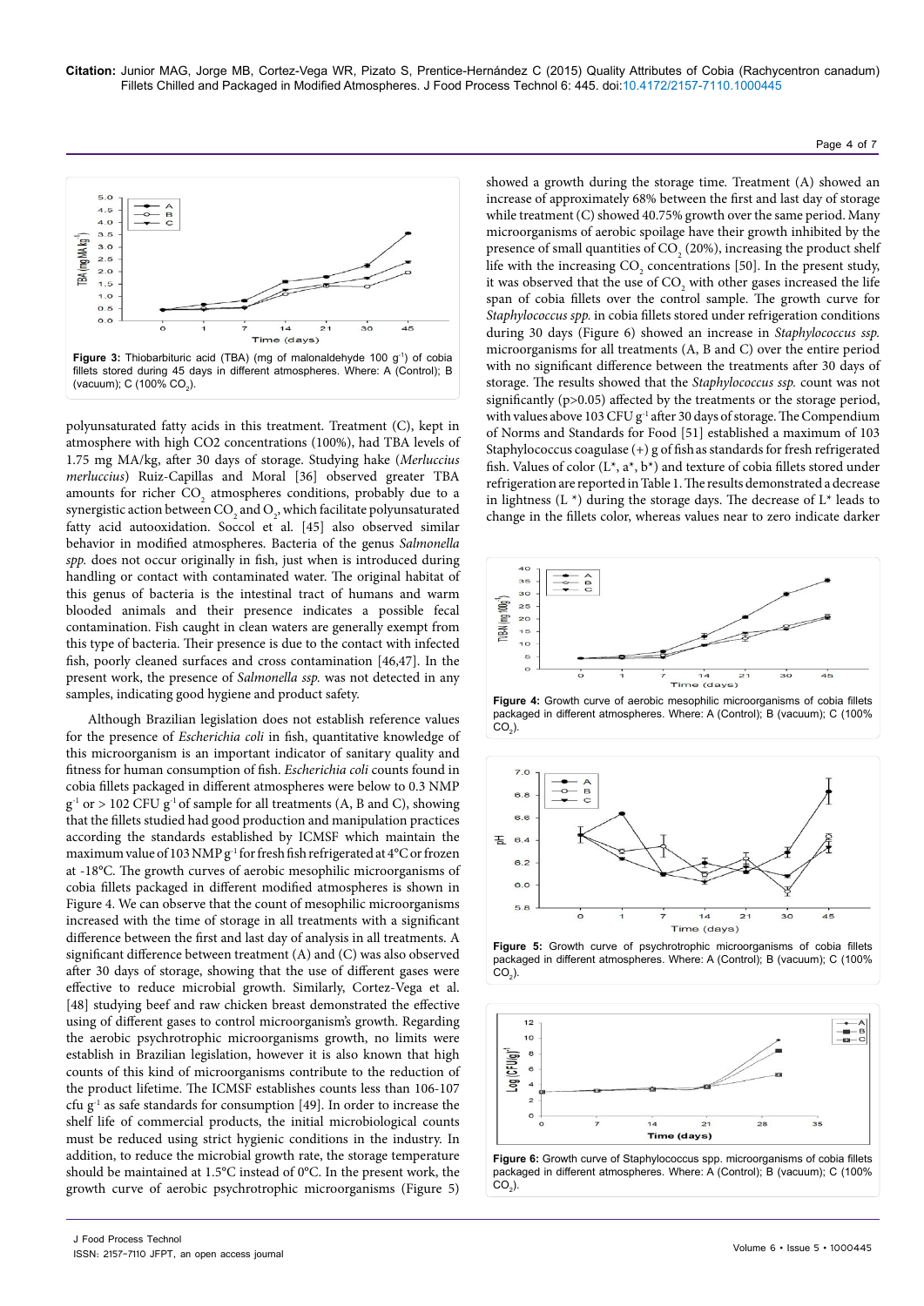**Figure 3:** Thiobarbituric acid (TBA) (mg of malonaldehyde 100 $g^{-1}$) of cobia fillets stored during 45 days in different atmospheres. Where: A (Control); B (vacuum); C (100% $CO_2$).

polyunsaturated fatty acids in this treatment. Treatment (C), kept in atmosphere with high CO2 concentrations (100%), had TBA levels of 1.75 mg MA/kg, after 30 days of storage. Studying hake (*Merluccius merluccius*) Ruiz-Capillas and Moral [36] observed greater TBA amounts for richer $CO_2$ atmospheres conditions, probably due to a synergistic action between $CO_2$ and $O_2$, which facilitate polyunsaturated fatty acid autooxidation. Soccol et al. [45] also observed similar behavior in modified atmospheres. Bacteria of the genus *Salmonella spp.* does not occur originally in fish, just when is introduced during handling or contact with contaminated water. The original habitat of this genus of bacteria is the intestinal tract of humans and warm blooded animals and their presence indicates a possible fecal contamination. Fish caught in clean waters are generally exempt from this type of bacteria. Their presence is due to the contact with infected fish, poorly cleaned surfaces and cross contamination [46,47]. In the present work, the presence of *Salmonella ssp.* was not detected in any samples, indicating good hygiene and product safety.

Although Brazilian legislation does not establish reference values for the presence of *Escherichia coli* in fish, quantitative knowledge of this microorganism is an important indicator of sanitary quality and fitness for human consumption of fish. *Escherichia coli* counts found in cobia fillets packaged in different atmospheres were below to 0.3 NMP $g^{-1}$ or > 102 CFU $g^{-1}$ of sample for all treatments (A, B and C), showing that the fillets studied had good production and manipulation practices according the standards established by ICMSF which maintain the maximum value of 103 NMP $g^{-1}$ for fresh fish refrigerated at 4°C or frozen at -18°C. The growth curves of aerobic mesophilic microorganisms of cobia fillets packaged in different modified atmospheres is shown in Figure 4. We can observe that the count of mesophilic microorganisms increased with the time of storage in all treatments with a significant difference between the first and last day of analysis in all treatments. A significant difference between treatment (A) and (C) was also observed after 30 days of storage, showing that the use of different gases were effective to reduce microbial growth. Similarly, Cortez-Vega et al. [48] studying beef and raw chicken breast demonstrated the effective using of different gases to control microorganism's growth. Regarding the aerobic psychrotrophic microorganisms growth, no limits were establish in Brazilian legislation, however it is also known that high counts of this kind of microorganisms contribute to the reduction of the product lifetime. The ICMSF establishes counts less than 106-107 cfu $g^{-1}$ as safe standards for consumption [49]. In order to increase the shelf life of commercial products, the initial microbiological counts must be reduced using strict hygienic conditions in the industry. In addition, to reduce the microbial growth rate, the storage temperature should be maintained at 1.5°C instead of 0°C. In the present work, the growth curve of aerobic psychrotrophic microorganisms (Figure 5) showed a growth during the storage time. Treatment (A) showed an increase of approximately 68% between the first and last day of storage while treatment (C) showed 40.75% growth over the same period. Many microorganisms of aerobic spoilage have their growth inhibited by the presence of small quantities of $CO_2$ (20%), increasing the product shelf life with the increasing $CO_2$ concentrations [50]. In the present study, it was observed that the use of $CO_2$ with other gases increased the life span of cobia fillets over the control sample. The growth curve for *Staphylococcus spp.* in cobia fillets stored under refrigeration conditions during 30 days (Figure 6) showed an increase in *Staphylococcus ssp.* microorganisms for all treatments (A, B and C) over the entire period with no significant difference between the treatments after 30 days of storage. The results showed that the *Staphylococcus ssp.* count was not significantly ($p>0.05$) affected by the treatments or the storage period, with values above 103 CFU $g^{-1}$ after 30 days of storage. The Compendium of Norms and Standards for Food [51] established a maximum of 103 Staphylococcus coagulase (+) g of fish as standards for fresh refrigerated fish. Values of color ($L^*$, $a^*$, $b^*$) and texture of cobia fillets stored under refrigeration are reported in Table 1. The results demonstrated a decrease in lightness ($L^*$) during the storage days. The decrease of $L^*$ leads to change in the fillets color, whereas values near to zero indicate darker

**Figure 4:** Growth curve of aerobic mesophilic microorganisms of cobia fillets packaged in different atmospheres. Where: A (Control); B (vacuum); C (100% $CO_2$).

**Figure 5:** Growth curve of psychrotrophic microorganisms of cobia fillets packaged in different atmospheres. Where: A (Control); B (vacuum); C (100% $CO_2$).

**Figure 6:** Growth curve of Staphylococcus spp. microorganisms of cobia fillets packaged in different atmospheres. Where: A (Control); B (vacuum); C (100% $CO_2$).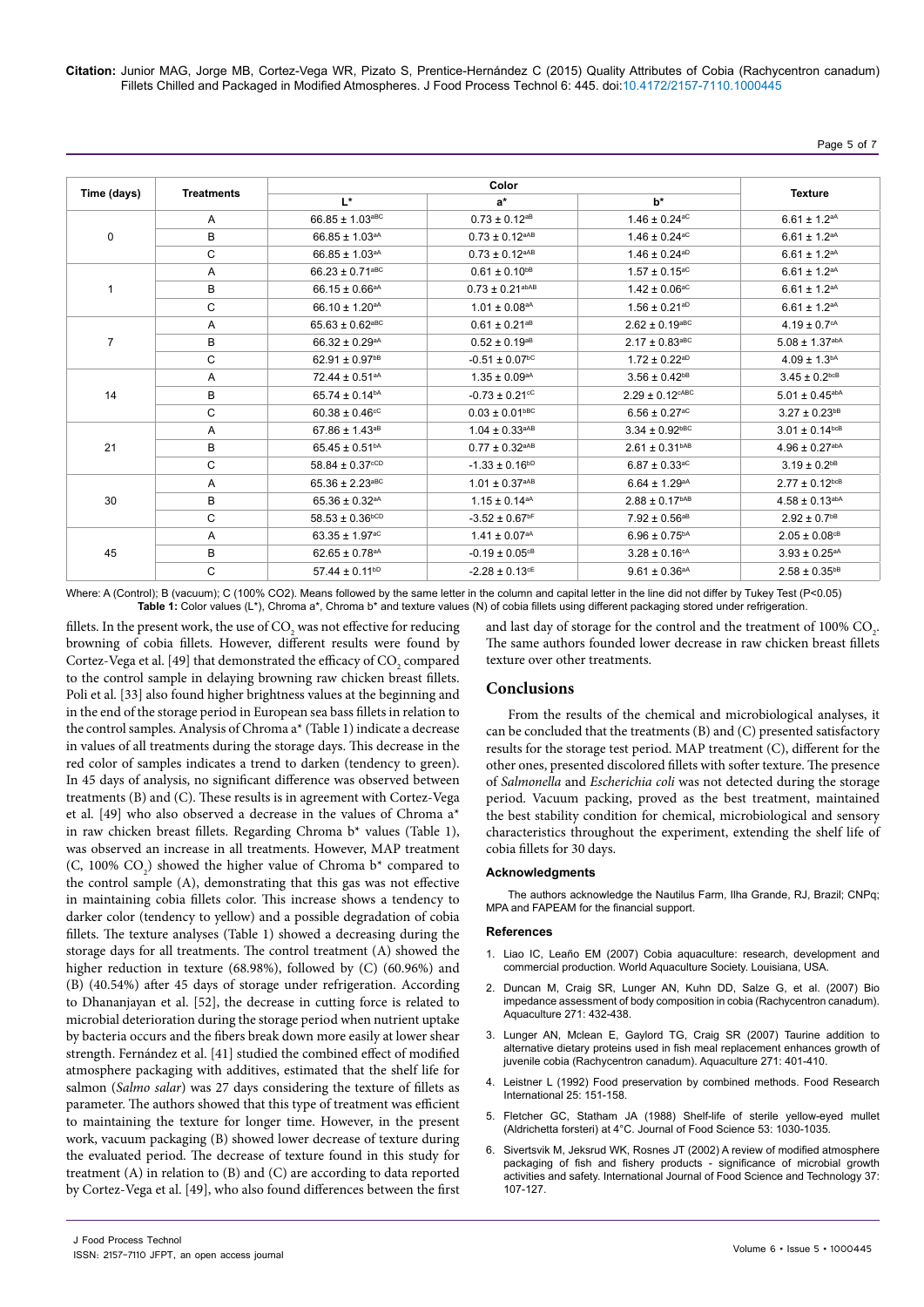| Time (days) | Treatments | Color | | | Texture |
|---|---|---|---|---|---|
| | | L* | a* | b* | |
| 0 | A | 66.85 ± 1.03$^{aBC}$ | 0.73 ± 0.12$^{aB}$ | 1.46 ± 0.24$^{aC}$ | 6.61 ± 1.2$^{aA}$ |
| | B | 66.85 ± 1.03$^{aA}$ | 0.73 ± 0.12$^{aAB}$ | 1.46 ± 0.24$^{aC}$ | 6.61 ± 1.2$^{aA}$ |
| | C | 66.85 ± 1.03$^{aA}$ | 0.73 ± 0.12$^{aAB}$ | 1.46 ± 0.24$^{aD}$ | 6.61 ± 1.2$^{aA}$ |
| 1 | A | 66.23 ± 0.71$^{aBC}$ | 0.61 ± 0.10$^{bB}$ | 1.57 ± 0.15$^{aC}$ | 6.61 ± 1.2$^{aA}$ |
| | B | 66.15 ± 0.66$^{aA}$ | 0.73 ± 0.21$^{abAB}$ | 1.42 ± 0.06$^{aC}$ | 6.61 ± 1.2$^{aA}$ |
| | C | 66.10 ± 1.20$^{aA}$ | 1.01 ± 0.08$^{aA}$ | 1.56 ± 0.21$^{aD}$ | 6.61 ± 1.2$^{aA}$ |
| 7 | A | 65.63 ± 0.62$^{aBC}$ | 0.61 ± 0.21$^{aB}$ | 2.62 ± 0.19$^{aBC}$ | 4.19 ± 0.7$^{cA}$ |
| | B | 66.32 ± 0.29$^{aA}$ | 0.52 ± 0.19$^{aB}$ | 2.17 ± 0.83$^{aBC}$ | 5.08 ± 1.37$^{abA}$ |
| | C | 62.91 ± 0.97$^{bB}$ | -0.51 ± 0.07$^{bC}$ | 1.72 ± 0.22$^{aD}$ | 4.09 ± 1.3$^{bA}$ |
| 14 | A | 72.44 ± 0.51$^{aA}$ | 1.35 ± 0.09$^{aA}$ | 3.56 ± 0.42$^{bB}$ | 3.45 ± 0.2$^{bcB}$ |
| | B | 65.74 ± 0.14$^{bA}$ | -0.73 ± 0.21$^{cC}$ | 2.29 ± 0.12$^{cABC}$ | 5.01 ± 0.45$^{abA}$ |
| | C | 60.38 ± 0.46$^{cC}$ | 0.03 ± 0.01$^{bBC}$ | 6.56 ± 0.27$^{aC}$ | 3.27 ± 0.23$^{bB}$ |
| 21 | A | 67.86 ± 1.43$^{aB}$ | 1.04 ± 0.33$^{aAB}$ | 3.34 ± 0.92$^{bBC}$ | 3.01 ± 0.14$^{bcB}$ |
| | B | 65.45 ± 0.51$^{bA}$ | 0.77 ± 0.32$^{aAB}$ | 2.61 ± 0.31$^{bAB}$ | 4.96 ± 0.27$^{abA}$ |
| | C | 58.84 ± 0.37$^{cCD}$ | -1.33 ± 0.16$^{bD}$ | 6.87 ± 0.33$^{aC}$ | 3.19 ± 0.2$^{bB}$ |
| 30 | A | 65.36 ± 2.23$^{aBC}$ | 1.01 ± 0.37$^{aAB}$ | 6.64 ± 1.29$^{aA}$ | 2.77 ± 0.12$^{bcB}$ |
| | B | 65.36 ± 0.32$^{aA}$ | 1.15 ± 0.14$^{aA}$ | 2.88 ± 0.17$^{bAB}$ | 4.58 ± 0.13$^{abA}$ |
| | C | 58.53 ± 0.36$^{bCD}$ | -3.52 ± 0.67$^{bF}$ | 7.92 ± 0.56$^{aB}$ | 2.92 ± 0.7$^{bB}$ |
| 45 | A | 63.35 ± 1.97$^{aC}$ | 1.41 ± 0.07$^{aA}$ | 6.96 ± 0.75$^{bA}$ | 2.05 ± 0.08$^{cB}$ |
| | B | 62.65 ± 0.78$^{aA}$ | -0.19 ± 0.05$^{cB}$ | 3.28 ± 0.16$^{cA}$ | 3.93 ± 0.25$^{aA}$ |
| | C | 57.44 ± 0.11$^{bD}$ | -2.28 ± 0.13$^{cE}$ | 9.61 ± 0.36$^{aA}$ | 2.58 ± 0.35$^{bB}$ |

Where: A (Control); B (vacuum); C (100% CO2). Means followed by the same letter in the column and capital letter in the line did not differ by Tukey Test ($P<0.05$)

**Table 1:** Color values (L*), Chroma a*, Chroma b* and texture values (N) of cobia fillets using different packaging stored under refrigeration.

fillets. In the present work, the use of $CO_2$ was not effective for reducing browning of cobia fillets. However, different results were found by Cortez-Vega et al. [49] that demonstrated the efficacy of $CO_2$ compared to the control sample in delaying browning raw chicken breast fillets. Poli et al. [33] also found higher brightness values at the beginning and in the end of the storage period in European sea bass fillets in relation to the control samples. Analysis of Chroma a* (Table 1) indicate a decrease in values of all treatments during the storage days. This decrease in the red color of samples indicates a trend to darken (tendency to green). In 45 days of analysis, no significant difference was observed between treatments (B) and (C). These results is in agreement with Cortez-Vega et al. [49] who also observed a decrease in the values of Chroma a* in raw chicken breast fillets. Regarding Chroma b* values (Table 1), was observed an increase in all treatments. However, MAP treatment (C, 100% $CO_2$) showed the higher value of Chroma b* compared to the control sample (A), demonstrating that this gas was not effective in maintaining cobia fillets color. This increase shows a tendency to darker color (tendency to yellow) and a possible degradation of cobia fillets. The texture analyses (Table 1) showed a decreasing during the storage days for all treatments. The control treatment (A) showed the higher reduction in texture (68.98%), followed by (C) (60.96%) and (B) (40.54%) after 45 days of storage under refrigeration. According to Dhananjayan et al. [52], the decrease in cutting force is related to microbial deterioration during the storage period when nutrient uptake by bacteria occurs and the fibers break down more easily at lower shear strength. Fernández et al. [41] studied the combined effect of modified atmosphere packaging with additives, estimated that the shelf life for salmon (*Salmo salar*) was 27 days considering the texture of fillets as parameter. The authors showed that this type of treatment was efficient to maintaining the texture for longer time. However, in the present work, vacuum packaging (B) showed lower decrease of texture during the evaluated period. The decrease of texture found in this study for treatment (A) in relation to (B) and (C) are according to data reported by Cortez-Vega et al. [49], who also found differences between the first and last day of storage for the control and the treatment of 100% $CO_2$. The same authors founded lower decrease in raw chicken breast fillets texture over other treatments.

## Conclusions

From the results of the chemical and microbiological analyses, it can be concluded that the treatments (B) and (C) presented satisfactory results for the storage test period. MAP treatment (C), different for the other ones, presented discolored fillets with softer texture. The presence of *Salmonella* and *Escherichia coli* was not detected during the storage period. Vacuum packing, proved as the best treatment, maintained the best stability condition for chemical, microbiological and sensory characteristics throughout the experiment, extending the shelf life of cobia fillets for 30 days.

### Acknowledgments

The authors acknowledge the Nautilus Farm, Ilha Grande, RJ, Brazil; CNPq; MPA and FAPEAM for the financial support.

### References

1. Liao IC, Leaño EM (2007) Cobia aquaculture: research, development and commercial production. World Aquaculture Society. Louisiana, USA.
2. Duncan M, Craig SR, Lunger AN, Kuhn DD, Salze G, et al. (2007) Bio impedance assessment of body composition in cobia (Rachycentron canadum). Aquaculture 271: 432-438.
3. Lunger AN, Mclean E, Gaylord TG, Craig SR (2007) Taurine addition to alternative dietary proteins used in fish meal replacement enhances growth of juvenile cobia (Rachycentron canadum). Aquaculture 271: 401-410.
4. Leistner L (1992) Food preservation by combined methods. Food Research International 25: 151-158.
5. Fletcher GC, Statham JA (1988) Shelf-life of sterile yellow-eyed mullet (Aldrichetta forsteri) at 4°C. Journal of Food Science 53: 1030-1035.
6. Sivertsvik M, Jeksrud WK, Rosnes JT (2002) A review of modified atmosphere packaging of fish and fishery products - significance of microbial growth activities and safety. International Journal of Food Science and Technology 37: 107-127.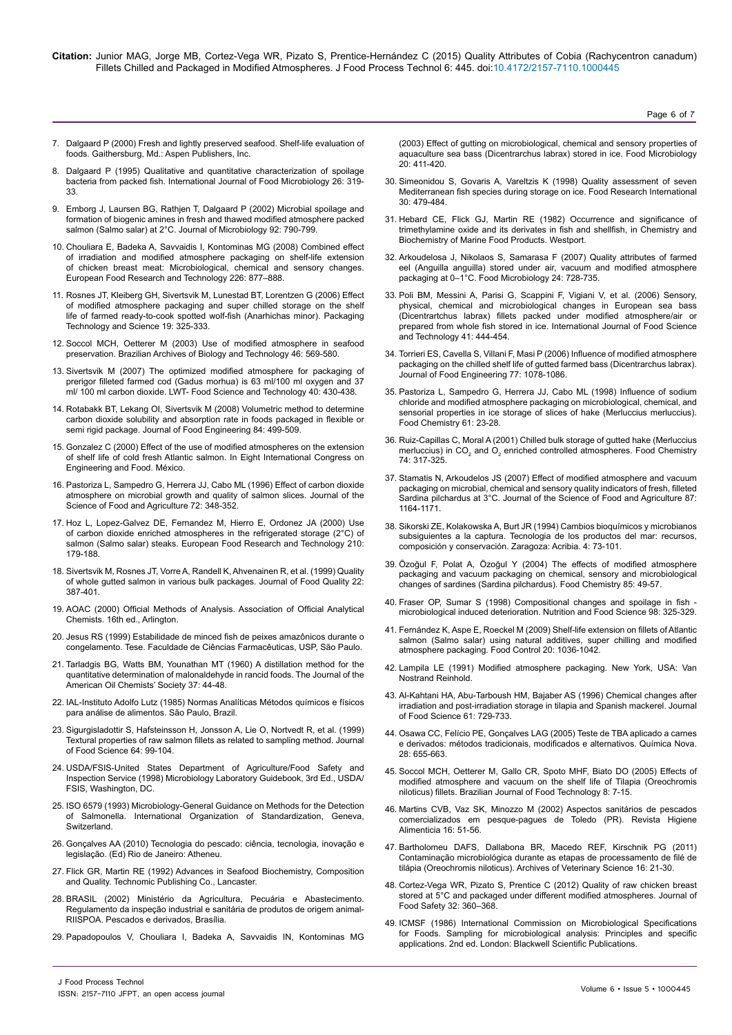7. Dalgaard P (2000) Fresh and lightly preserved seafood. Shelf-life evaluation of foods. Gaithersburg, Md.: Aspen Publishers, Inc.

8. Dalgaard P (1995) Qualitative and quantitative characterization of spoilage bacteria from packed fish. International Journal of Food Microbiology 26: 319-33.

9. Emborg J, Laursen BG, Rathjen T, Dalgaard P (2002) Microbial spoilage and formation of biogenic amines in fresh and thawed modified atmosphere packed salmon (Salmo salar) at 2°C. Journal of Microbiology 92: 790-799.

10. Chouliara E, Badeka A, Savvaidis I, Kontominas MG (2008) Combined effect of irradiation and modified atmosphere packaging on shelf-life extension of chicken breast meat: Microbiological, chemical and sensory changes. European Food Research and Technology 226: 877–888.

11. Rosnes JT, Kleiberg GH, Sivertsvik M, Lunestad BT, Lorentzen G (2006) Effect of modified atmosphere packaging and super chilled storage on the shelf life of farmed ready-to-cook spotted wolf-fish (Anarhichas minor). Packaging Technology and Science 19: 325-333.

12. Soccol MCH, Oetterer M (2003) Use of modified atmosphere in seafood preservation. Brazilian Archives of Biology and Technology 46: 569-580.

13. Sivertsvik M (2007) The optimized modified atmosphere for packaging of prerigor filleted farmed cod (Gadus morhua) is 63 ml/100 ml oxygen and 37 ml/ 100 ml carbon dioxide. LWT- Food Science and Technology 40: 430-438.

14. Rotabakk BT, Lekang OI, Sivertsvik M (2008) Volumetric method to determine carbon dioxide solubility and absorption rate in foods packaged in flexible or semi rigid package. Journal of Food Engineering 84: 499-509.

15. Gonzalez C (2000) Effect of the use of modified atmospheres on the extension of shelf life of cold fresh Atlantic salmon. In Eight International Congress on Engineering and Food. México.

16. Pastoriza L, Sampedro G, Herrera JJ, Cabo ML (1996) Effect of carbon dioxide atmosphere on microbial growth and quality of salmon slices. Journal of the Science of Food and Agriculture 72: 348-352.

17. Hoz L, Lopez-Galvez DE, Fernandez M, Hierro E, Ordonez JA (2000) Use of carbon dioxide enriched atmospheres in the refrigerated storage (2°C) of salmon (Salmo salar) steaks. European Food Research and Technology 210: 179-188.

18. Sivertsvik M, Rosnes JT, Vorre A, Randell K, Ahvenainen R, et al. (1999) Quality of whole gutted salmon in various bulk packages. Journal of Food Quality 22: 387-401.

19. AOAC (2000) Official Methods of Analysis. Association of Official Analytical Chemists. 16th ed., Arlington.

20. Jesus RS (1999) Estabilidade de minced fish de peixes amazônicos durante o congelamento. Tese. Faculdade de Ciências Farmacêuticas, USP, São Paulo.

21. Tarladgis BG, Watts BM, Younathan MT (1960) A distillation method for the quantitative determination of malonaldehyde in rancid foods. The Journal of the American Oil Chemists' Society 37: 44-48.

22. IAL-Instituto Adolfo Lutz (1985) Normas Analíticas Métodos químicos e físicos para análise de alimentos. São Paulo, Brazil.

23. Sigurgisladottir S, Hafsteinsson H, Jonsson A, Lie O, Nortvedt R, et al. (1999) Textural properties of raw salmon fillets as related to sampling method. Journal of Food Science 64: 99-104.

24. USDA/FSIS-United States Department of Agriculture/Food Safety and Inspection Service (1998) Microbiology Laboratory Guidebook, 3rd Ed., USDA/FSIS, Washington, DC.

25. ISO 6579 (1993) Microbiology-General Guidance on Methods for the Detection of Salmonella. International Organization of Standardization, Geneva, Switzerland.

26. Gonçalves AA (2010) Tecnologia do pescado: ciência, tecnologia, inovação e legislação. (Ed) Rio de Janeiro: Atheneu.

27. Flick GR, Martin RE (1992) Advances in Seafood Biochemistry, Composition and Quality. Technomic Publishing Co., Lancaster.

28. BRASIL (2002) Ministério da Agricultura, Pecuária e Abastecimento. Regulamento da inspeção industrial e sanitária de produtos de origem animal-RIISPOA. Pescados e derivados, Brasília.

29. Papadopoulos V, Chouliara I, Badeka A, Savvaidis IN, Kontominas MG (2003) Effect of gutting on microbiological, chemical and sensory properties of aquaculture sea bass (Dicentrarchus labrax) stored in ice. Food Microbiology 20: 411-420.

30. Simeonidou S, Govaris A, Vareltzis K (1998) Quality assessment of seven Mediterranean fish species during storage on ice. Food Research International 30: 479-484.

31. Hebard CE, Flick GJ, Martin RE (1982) Occurrence and significance of trimethylamine oxide and its derivates in fish and shellfish, in Chemistry and Biochemistry of Marine Food Products. Westport.

32. Arkoudelosa J, Nikolaos S, Samarasa F (2007) Quality attributes of farmed eel (Anguilla anguilla) stored under air, vacuum and modified atmosphere packaging at 0–1°C. Food Microbiology 24: 728-735.

33. Poli BM, Messini A, Parisi G, Scappini F, Vigiani V, et al. (2006) Sensory, physical, chemical and microbiological changes in European sea bass (Dicentrartchus labrax) fillets packed under modified atmosphere/air or prepared from whole fish stored in ice. International Journal of Food Science and Technology 41: 444-454.

34. Torrieri ES, Cavella S, Villani F, Masi P (2006) Influence of modified atmosphere packaging on the chilled shelf life of gutted farmed bass (Dicentrarchus labrax). Journal of Food Engineering 77: 1078-1086.

35. Pastoriza L, Sampedro G, Herrera JJ, Cabo ML (1998) Influence of sodium chloride and modified atmosphere packaging on microbiological, chemical, and sensorial properties in ice storage of slices of hake (Merluccius merluccius). Food Chemistry 61: 23-28.

36. Ruiz-Capillas C, Moral A (2001) Chilled bulk storage of gutted hake (Merluccius merluccius) in $CO_2$ and $O_2$ enriched controlled atmospheres. Food Chemistry 74: 317-325.

37. Stamatis N, Arkoudelos JS (2007) Effect of modified atmosphere and vacuum packaging on microbial, chemical and sensory quality indicators of fresh, filleted Sardina pilchardus at 3°C. Journal of the Science of Food and Agriculture 87: 1164-1171.

38. Sikorski ZE, Kolakowska A, Burt JR (1994) Cambios bioquímicos y microbianos subsiguientes a la captura. Tecnologia de los productos del mar: recursos, composición y conservación. Zaragoza: Acribia. 4: 73-101.

39. Özoğul F, Polat A, Özoğul Y (2004) The effects of modified atmosphere packaging and vacuum packaging on chemical, sensory and microbiological changes of sardines (Sardina pilchardus). Food Chemistry 85: 49-57.

40. Fraser OP, Sumar S (1998) Compositional changes and spoilage in fish - microbiological induced deterioration. Nutrition and Food Science 98: 325-329.

41. Fernández K, Aspe E, Roeckel M (2009) Shelf-life extension on fillets of Atlantic salmon (Salmo salar) using natural additives, super chilling and modified atmosphere packaging. Food Control 20: 1036-1042.

42. Lampila LE (1991) Modified atmosphere packaging. New York, USA: Van Nostrand Reinhold.

43. Al-Kahtani HA, Abu-Tarboush HM, Bajaber AS (1996) Chemical changes after irradiation and post-irradiation storage in tilapia and Spanish mackerel. Journal of Food Science 61: 729-733.

44. Osawa CC, Felício PE, Gonçalves LAG (2005) Teste de TBA aplicado a carnes e derivados: métodos tradicionais, modificados e alternativos. Química Nova. 28: 655-663.

45. Soccol MCH, Oetterer M, Gallo CR, Spoto MHF, Biato DO (2005) Effects of modified atmosphere and vacuum on the shelf life of Tilapia (Oreochromis niloticus) fillets. Brazilian Journal of Food Technology 8: 7-15.

46. Martins CVB, Vaz SK, Minozzo M (2002) Aspectos sanitários de pescados comercializados em pesque-pagues de Toledo (PR). Revista Higiene Alimenticia 16: 51-56.

47. Bartholomeu DAFS, Dallabona BR, Macedo REF, Kirschnik PG (2011) Contaminação microbiológica durante as etapas de processamento de filé de tilápia (Oreochromis niloticus). Archives of Veterinary Science 16: 21-30.

48. Cortez-Vega WR, Pizato S, Prentice C (2012) Quality of raw chicken breast stored at 5°C and packaged under different modified atmospheres. Journal of Food Safety 32: 360–368.

49. ICMSF (1986) International Commission on Microbiological Specifications for Foods. Sampling for microbiological analysis: Principles and specific applications. 2nd ed. London: Blackwell Scientific Publications.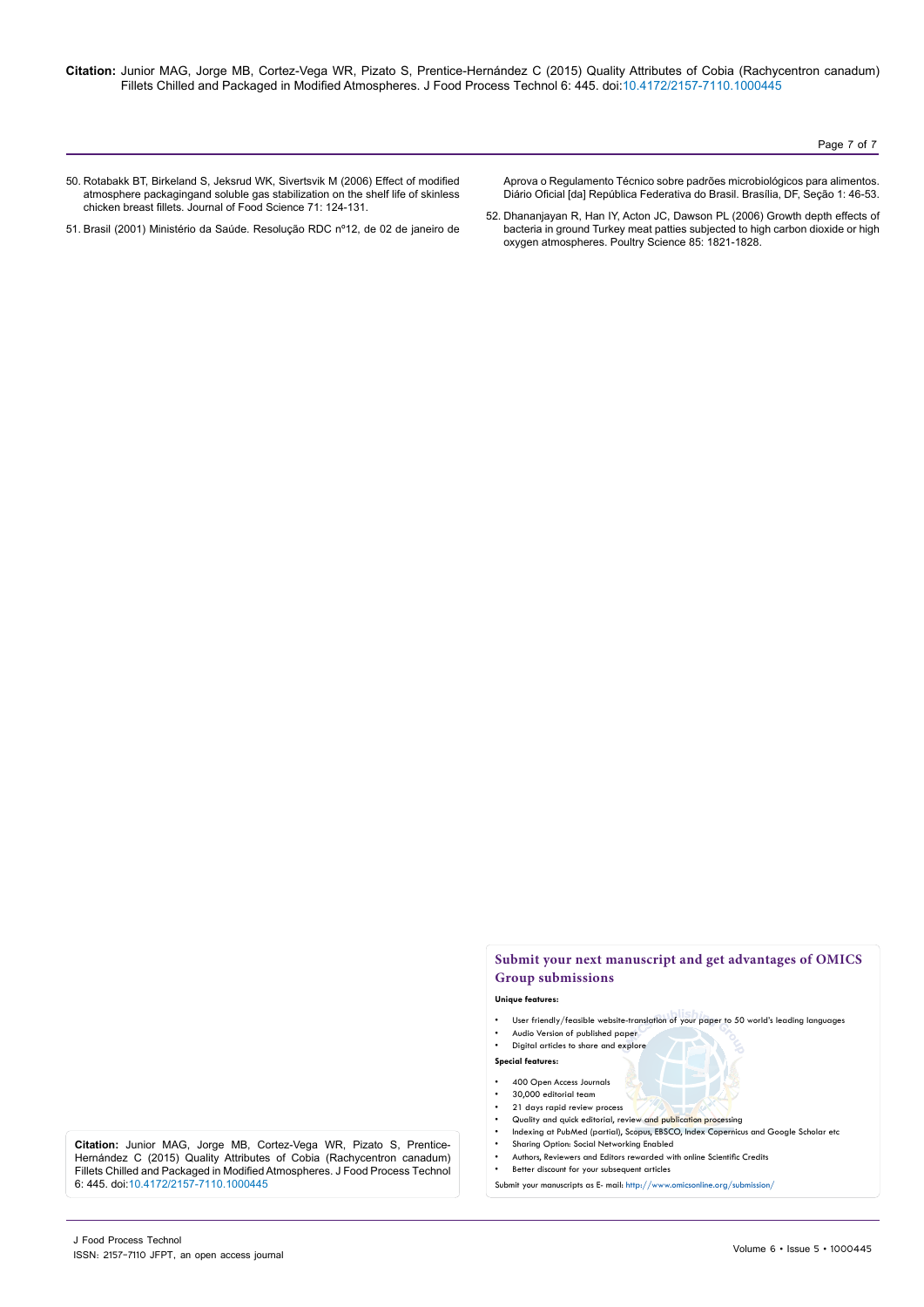50. Rotabakk BT, Birkeland S, Jeksrud WK, Sivertsvik M (2006) Effect of modified atmosphere packagingand soluble gas stabilization on the shelf life of skinless chicken breast fillets. Journal of Food Science 71: 124-131.

51. Brasil (2001) Ministério da Saúde. Resolução RDC nº12, de 02 de janeiro de Aprova o Regulamento Técnico sobre padrões microbiológicos para alimentos. Diário Oficial [da] República Federativa do Brasil. Brasília, DF, Seção 1: 46-53.

52. Dhananjayan R, Han IY, Acton JC, Dawson PL (2006) Growth depth effects of bacteria in ground Turkey meat patties subjected to high carbon dioxide or high oxygen atmospheres. Poultry Science 85: 1821-1828.

**Citation:** Junior MAG, Jorge MB, Cortez-Vega WR, Pizato S, Prentice-Hernández C (2015) Quality Attributes of Cobia (Rachycentron canadum) Fillets Chilled and Packaged in Modified Atmospheres. J Food Process Technol 6: 445. doi:10.4172/2157-7110.1000445

**Submit your next manuscript and get advantages of OMICS Group submissions**

**Unique features:**

- User friendly/feasible website-translation of your paper to 50 world's leading languages
- Audio Version of published paper
- Digital articles to share and explore

**Special features:**

- 400 Open Access Journals
- 30,000 editorial team
- 21 days rapid review process
- Quality and quick editorial, review and publication processing
- Indexing at PubMed (partial), Scopus, EBSCO, Index Copernicus and Google Scholar etc
- Sharing Option: Social Networking Enabled
- Authors, Reviewers and Editors rewarded with online Scientific Credits
- Better discount for your subsequent articles

Submit your manuscripts as E- mail: http://www.omicsonline.org/submission/